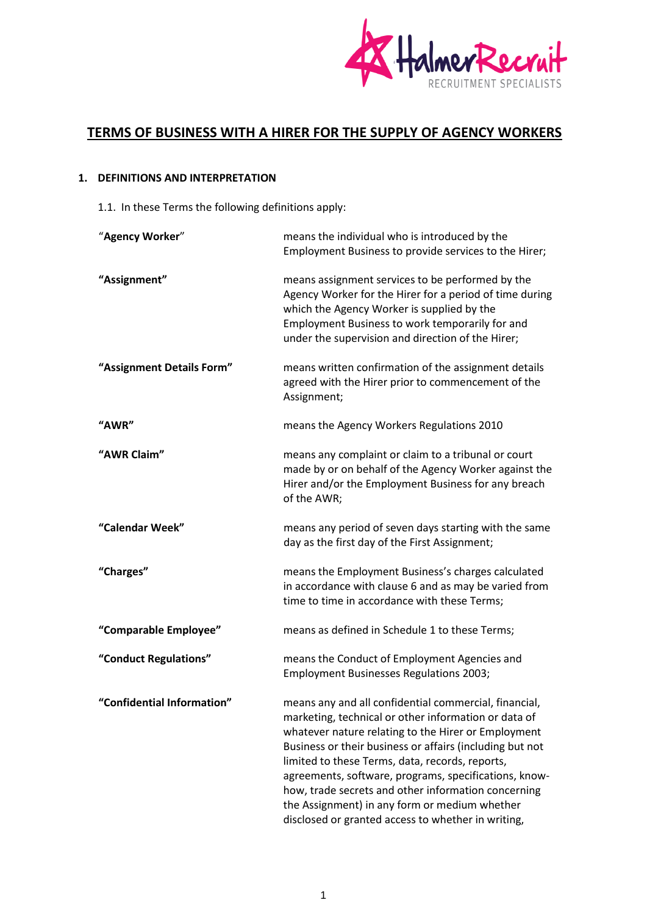# TERMS OF BUSINESS WITH A HIRER FOR THE SUPPLY OF AGENCY WORKERS

## 1. DEFINITIONS AND INTERPRETATION

1.1. In these Terms the following definitions apply:

| | |
|---|---|
| "**Agency Worker**" | means the individual who is introduced by the Employment Business to provide services to the Hirer; |
| **"Assignment"** | means assignment services to be performed by the Agency Worker for the Hirer for a period of time during which the Agency Worker is supplied by the Employment Business to work temporarily for and under the supervision and direction of the Hirer; |
| **"Assignment Details Form"** | means written confirmation of the assignment details agreed with the Hirer prior to commencement of the Assignment; |
| **"AWR"** | means the Agency Workers Regulations 2010 |
| **"AWR Claim"** | means any complaint or claim to a tribunal or court made by or on behalf of the Agency Worker against the Hirer and/or the Employment Business for any breach of the AWR; |
| **"Calendar Week"** | means any period of seven days starting with the same day as the first day of the First Assignment; |
| **"Charges"** | means the Employment Business's charges calculated in accordance with clause 6 and as may be varied from time to time in accordance with these Terms; |
| **"Comparable Employee"** | means as defined in Schedule 1 to these Terms; |
| **"Conduct Regulations"** | means the Conduct of Employment Agencies and Employment Businesses Regulations 2003; |
| **"Confidential Information"** | means any and all confidential commercial, financial, marketing, technical or other information or data of whatever nature relating to the Hirer or Employment Business or their business or affairs (including but not limited to these Terms, data, records, reports, agreements, software, programs, specifications, know-how, trade secrets and other information concerning the Assignment) in any form or medium whether disclosed or granted access to whether in writing, |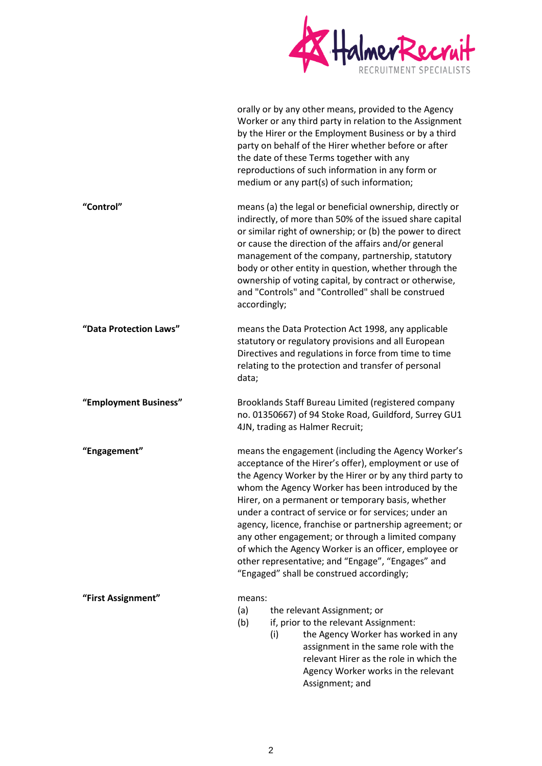orally or by any other means, provided to the Agency Worker or any third party in relation to the Assignment by the Hirer or the Employment Business or by a third party on behalf of the Hirer whether before or after the date of these Terms together with any reproductions of such information in any form or medium or any part(s) of such information;

**"Control"** means (a) the legal or beneficial ownership, directly or indirectly, of more than 50% of the issued share capital or similar right of ownership; or (b) the power to direct or cause the direction of the affairs and/or general management of the company, partnership, statutory body or other entity in question, whether through the ownership of voting capital, by contract or otherwise, and "Controls" and "Controlled" shall be construed accordingly;

**"Data Protection Laws"** means the Data Protection Act 1998, any applicable statutory or regulatory provisions and all European Directives and regulations in force from time to time relating to the protection and transfer of personal data;

**"Employment Business"** Brooklands Staff Bureau Limited (registered company no. 01350667) of 94 Stoke Road, Guildford, Surrey GU1 4JN, trading as Halmer Recruit;

**"Engagement"** means the engagement (including the Agency Worker's acceptance of the Hirer's offer), employment or use of the Agency Worker by the Hirer or by any third party to whom the Agency Worker has been introduced by the Hirer, on a permanent or temporary basis, whether under a contract of service or for services; under an agency, licence, franchise or partnership agreement; or any other engagement; or through a limited company of which the Agency Worker is an officer, employee or other representative; and "Engage", "Engages" and "Engaged" shall be construed accordingly;

**"First Assignment"** means:

(a) the relevant Assignment; or

(b) if, prior to the relevant Assignment:

 (i) the Agency Worker has worked in any assignment in the same role with the relevant Hirer as the role in which the Agency Worker works in the relevant Assignment; and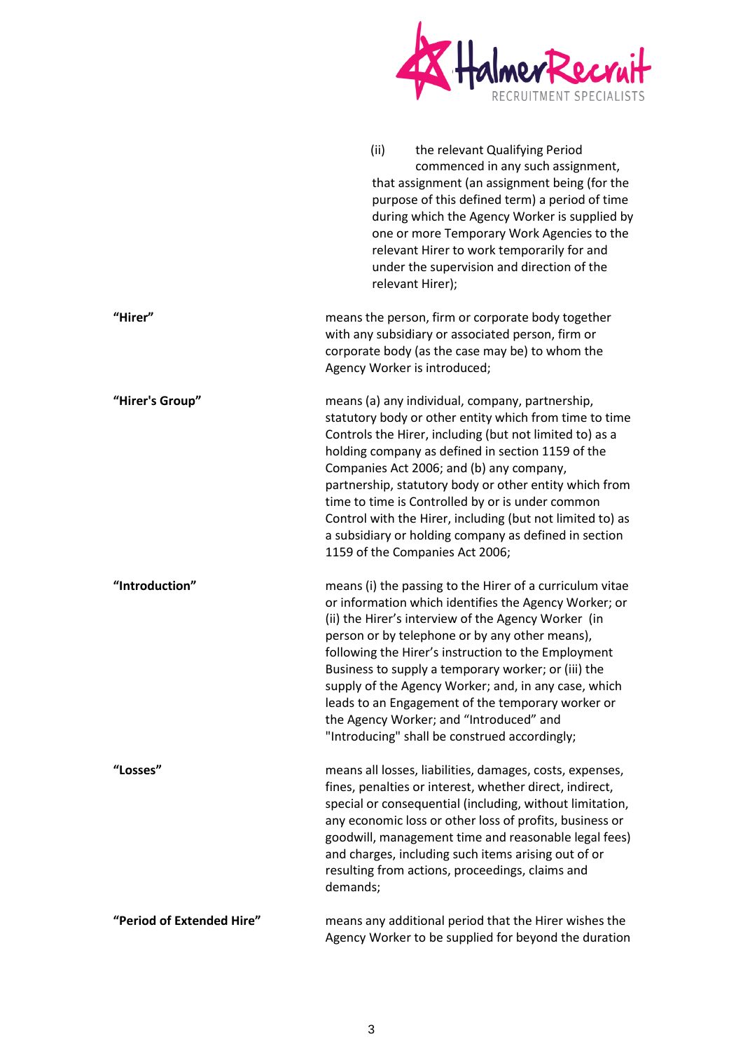(ii) the relevant Qualifying Period commenced in any such assignment,

that assignment (an assignment being (for the purpose of this defined term) a period of time during which the Agency Worker is supplied by one or more Temporary Work Agencies to the relevant Hirer to work temporarily for and under the supervision and direction of the relevant Hirer);

**“Hirer”** means the person, firm or corporate body together with any subsidiary or associated person, firm or corporate body (as the case may be) to whom the Agency Worker is introduced;

**“Hirer's Group”** means (a) any individual, company, partnership, statutory body or other entity which from time to time Controls the Hirer, including (but not limited to) as a holding company as defined in section 1159 of the Companies Act 2006; and (b) any company, partnership, statutory body or other entity which from time to time is Controlled by or is under common Control with the Hirer, including (but not limited to) as a subsidiary or holding company as defined in section 1159 of the Companies Act 2006;

**“Introduction”** means (i) the passing to the Hirer of a curriculum vitae or information which identifies the Agency Worker; or (ii) the Hirer’s interview of the Agency Worker (in person or by telephone or by any other means), following the Hirer’s instruction to the Employment Business to supply a temporary worker; or (iii) the supply of the Agency Worker; and, in any case, which leads to an Engagement of the temporary worker or the Agency Worker; and “Introduced” and "Introducing" shall be construed accordingly;

**“Losses”** means all losses, liabilities, damages, costs, expenses, fines, penalties or interest, whether direct, indirect, special or consequential (including, without limitation, any economic loss or other loss of profits, business or goodwill, management time and reasonable legal fees) and charges, including such items arising out of or resulting from actions, proceedings, claims and demands;

**“Period of Extended Hire”** means any additional period that the Hirer wishes the Agency Worker to be supplied for beyond the duration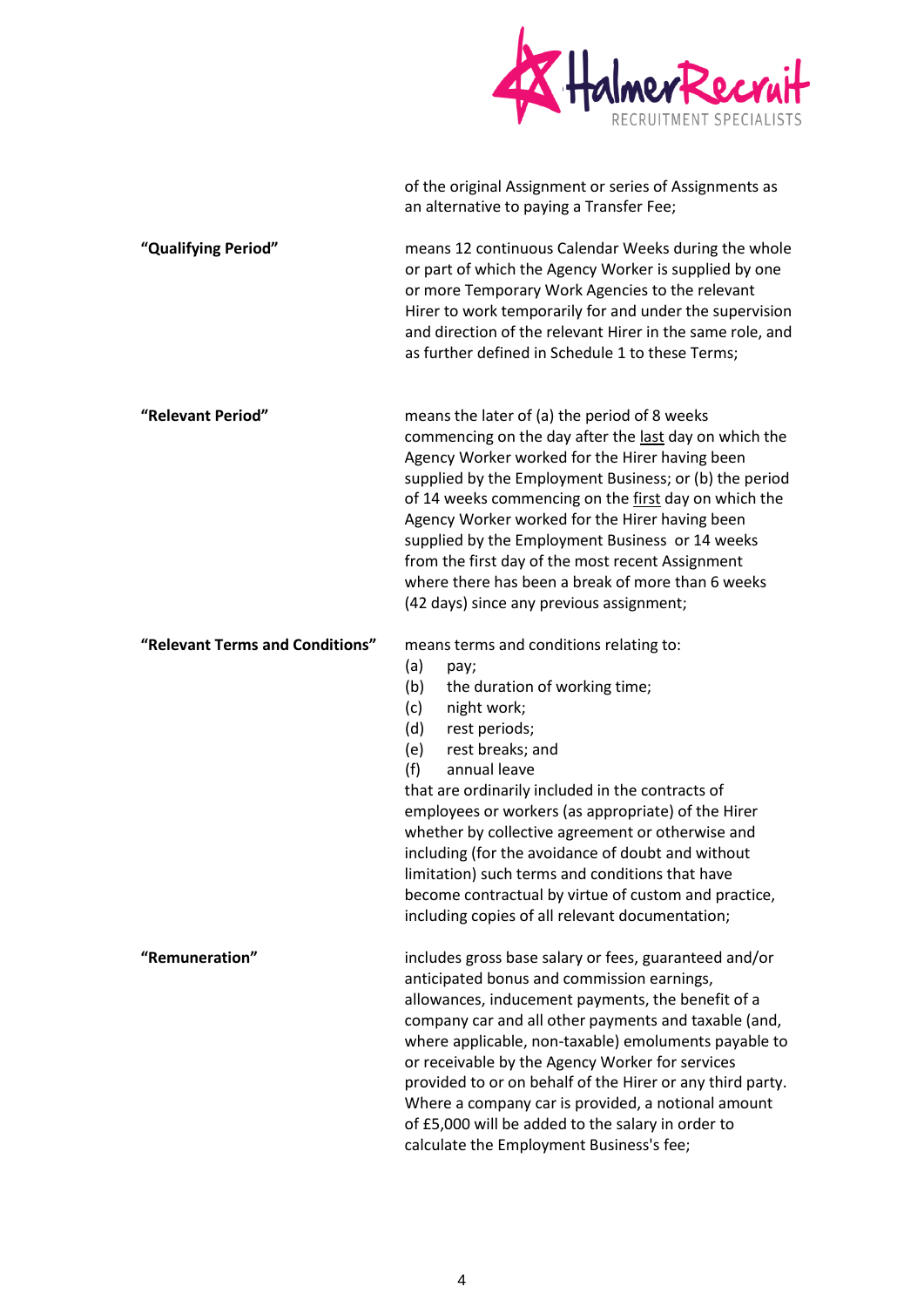of the original Assignment or series of Assignments as an alternative to paying a Transfer Fee;

**"Qualifying Period"** means 12 continuous Calendar Weeks during the whole or part of which the Agency Worker is supplied by one or more Temporary Work Agencies to the relevant Hirer to work temporarily for and under the supervision and direction of the relevant Hirer in the same role, and as further defined in Schedule 1 to these Terms;

**"Relevant Period"** means the later of (a) the period of 8 weeks commencing on the day after the last day on which the Agency Worker worked for the Hirer having been supplied by the Employment Business; or (b) the period of 14 weeks commencing on the first day on which the Agency Worker worked for the Hirer having been supplied by the Employment Business or 14 weeks from the first day of the most recent Assignment where there has been a break of more than 6 weeks (42 days) since any previous assignment;

**"Relevant Terms and Conditions"** means terms and conditions relating to:

(a) pay;
(b) the duration of working time;
(c) night work;
(d) rest periods;
(e) rest breaks; and
(f) annual leave

that are ordinarily included in the contracts of employees or workers (as appropriate) of the Hirer whether by collective agreement or otherwise and including (for the avoidance of doubt and without limitation) such terms and conditions that have become contractual by virtue of custom and practice, including copies of all relevant documentation;

**"Remuneration"** includes gross base salary or fees, guaranteed and/or anticipated bonus and commission earnings, allowances, inducement payments, the benefit of a company car and all other payments and taxable (and, where applicable, non-taxable) emoluments payable to or receivable by the Agency Worker for services provided to or on behalf of the Hirer or any third party. Where a company car is provided, a notional amount of £5,000 will be added to the salary in order to calculate the Employment Business's fee;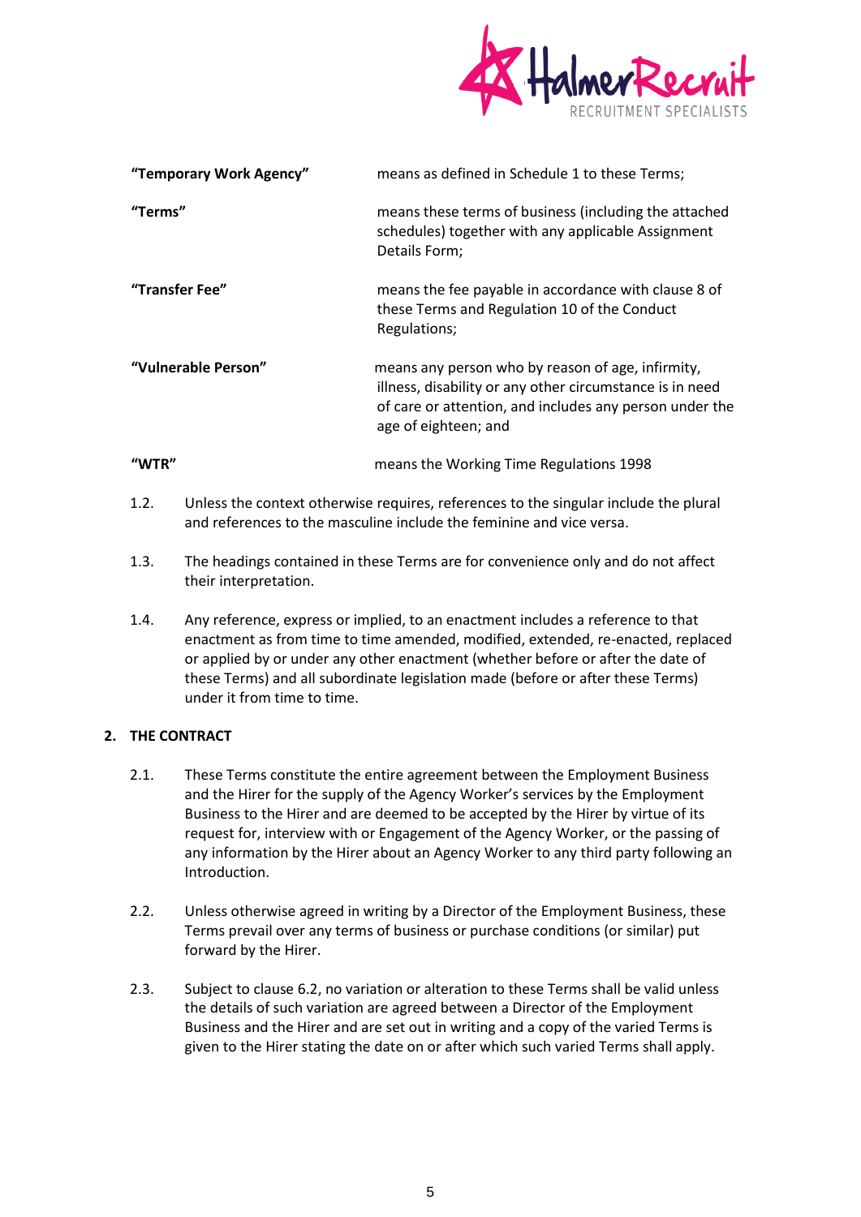| | |
|---|---|
| **"Temporary Work Agency"** | means as defined in Schedule 1 to these Terms; |
| **"Terms"** | means these terms of business (including the attached schedules) together with any applicable Assignment Details Form; |
| **"Transfer Fee"** | means the fee payable in accordance with clause 8 of these Terms and Regulation 10 of the Conduct Regulations; |
| **"Vulnerable Person"** | means any person who by reason of age, infirmity, illness, disability or any other circumstance is in need of care or attention, and includes any person under the age of eighteen; and |
| **"WTR"** | means the Working Time Regulations 1998 |

1.2. Unless the context otherwise requires, references to the singular include the plural and references to the masculine include the feminine and vice versa.

1.3. The headings contained in these Terms are for convenience only and do not affect their interpretation.

1.4. Any reference, express or implied, to an enactment includes a reference to that enactment as from time to time amended, modified, extended, re-enacted, replaced or applied by or under any other enactment (whether before or after the date of these Terms) and all subordinate legislation made (before or after these Terms) under it from time to time.

## 2. THE CONTRACT

2.1. These Terms constitute the entire agreement between the Employment Business and the Hirer for the supply of the Agency Worker's services by the Employment Business to the Hirer and are deemed to be accepted by the Hirer by virtue of its request for, interview with or Engagement of the Agency Worker, or the passing of any information by the Hirer about an Agency Worker to any third party following an Introduction.

2.2. Unless otherwise agreed in writing by a Director of the Employment Business, these Terms prevail over any terms of business or purchase conditions (or similar) put forward by the Hirer.

2.3. Subject to clause 6.2, no variation or alteration to these Terms shall be valid unless the details of such variation are agreed between a Director of the Employment Business and the Hirer and are set out in writing and a copy of the varied Terms is given to the Hirer stating the date on or after which such varied Terms shall apply.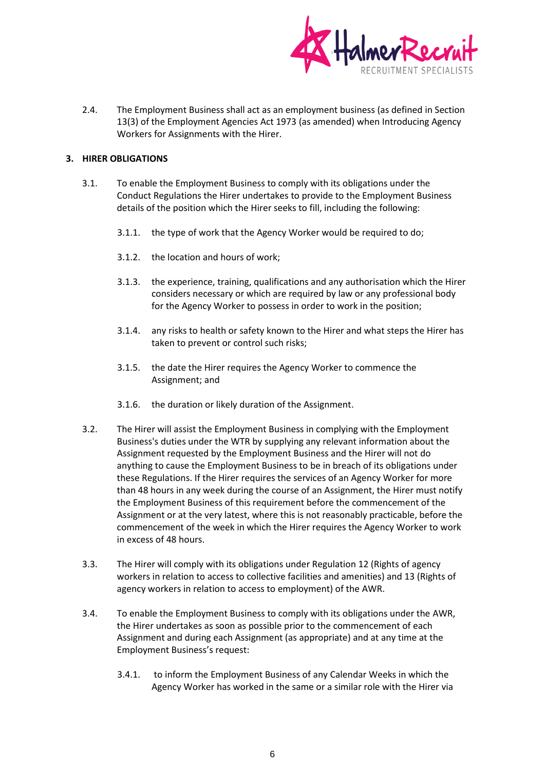2.4. The Employment Business shall act as an employment business (as defined in Section 13(3) of the Employment Agencies Act 1973 (as amended) when Introducing Agency Workers for Assignments with the Hirer.

## 3. HIRER OBLIGATIONS

3.1. To enable the Employment Business to comply with its obligations under the Conduct Regulations the Hirer undertakes to provide to the Employment Business details of the position which the Hirer seeks to fill, including the following:

3.1.1. the type of work that the Agency Worker would be required to do;

3.1.2. the location and hours of work;

3.1.3. the experience, training, qualifications and any authorisation which the Hirer considers necessary or which are required by law or any professional body for the Agency Worker to possess in order to work in the position;

3.1.4. any risks to health or safety known to the Hirer and what steps the Hirer has taken to prevent or control such risks;

3.1.5. the date the Hirer requires the Agency Worker to commence the Assignment; and

3.1.6. the duration or likely duration of the Assignment.

3.2. The Hirer will assist the Employment Business in complying with the Employment Business's duties under the WTR by supplying any relevant information about the Assignment requested by the Employment Business and the Hirer will not do anything to cause the Employment Business to be in breach of its obligations under these Regulations. If the Hirer requires the services of an Agency Worker for more than 48 hours in any week during the course of an Assignment, the Hirer must notify the Employment Business of this requirement before the commencement of the Assignment or at the very latest, where this is not reasonably practicable, before the commencement of the week in which the Hirer requires the Agency Worker to work in excess of 48 hours.

3.3. The Hirer will comply with its obligations under Regulation 12 (Rights of agency workers in relation to access to collective facilities and amenities) and 13 (Rights of agency workers in relation to access to employment) of the AWR.

3.4. To enable the Employment Business to comply with its obligations under the AWR, the Hirer undertakes as soon as possible prior to the commencement of each Assignment and during each Assignment (as appropriate) and at any time at the Employment Business's request:

3.4.1. to inform the Employment Business of any Calendar Weeks in which the Agency Worker has worked in the same or a similar role with the Hirer via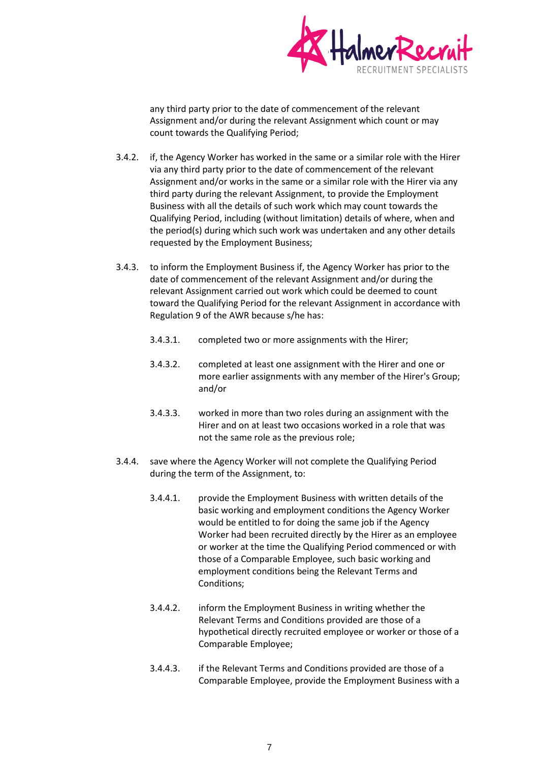any third party prior to the date of commencement of the relevant Assignment and/or during the relevant Assignment which count or may count towards the Qualifying Period;

3.4.2. if, the Agency Worker has worked in the same or a similar role with the Hirer via any third party prior to the date of commencement of the relevant Assignment and/or works in the same or a similar role with the Hirer via any third party during the relevant Assignment, to provide the Employment Business with all the details of such work which may count towards the Qualifying Period, including (without limitation) details of where, when and the period(s) during which such work was undertaken and any other details requested by the Employment Business;

3.4.3. to inform the Employment Business if, the Agency Worker has prior to the date of commencement of the relevant Assignment and/or during the relevant Assignment carried out work which could be deemed to count toward the Qualifying Period for the relevant Assignment in accordance with Regulation 9 of the AWR because s/he has:

3.4.3.1. completed two or more assignments with the Hirer;

3.4.3.2. completed at least one assignment with the Hirer and one or more earlier assignments with any member of the Hirer's Group; and/or

3.4.3.3. worked in more than two roles during an assignment with the Hirer and on at least two occasions worked in a role that was not the same role as the previous role;

3.4.4. save where the Agency Worker will not complete the Qualifying Period during the term of the Assignment, to:

3.4.4.1. provide the Employment Business with written details of the basic working and employment conditions the Agency Worker would be entitled to for doing the same job if the Agency Worker had been recruited directly by the Hirer as an employee or worker at the time the Qualifying Period commenced or with those of a Comparable Employee, such basic working and employment conditions being the Relevant Terms and Conditions;

3.4.4.2. inform the Employment Business in writing whether the Relevant Terms and Conditions provided are those of a hypothetical directly recruited employee or worker or those of a Comparable Employee;

3.4.4.3. if the Relevant Terms and Conditions provided are those of a Comparable Employee, provide the Employment Business with a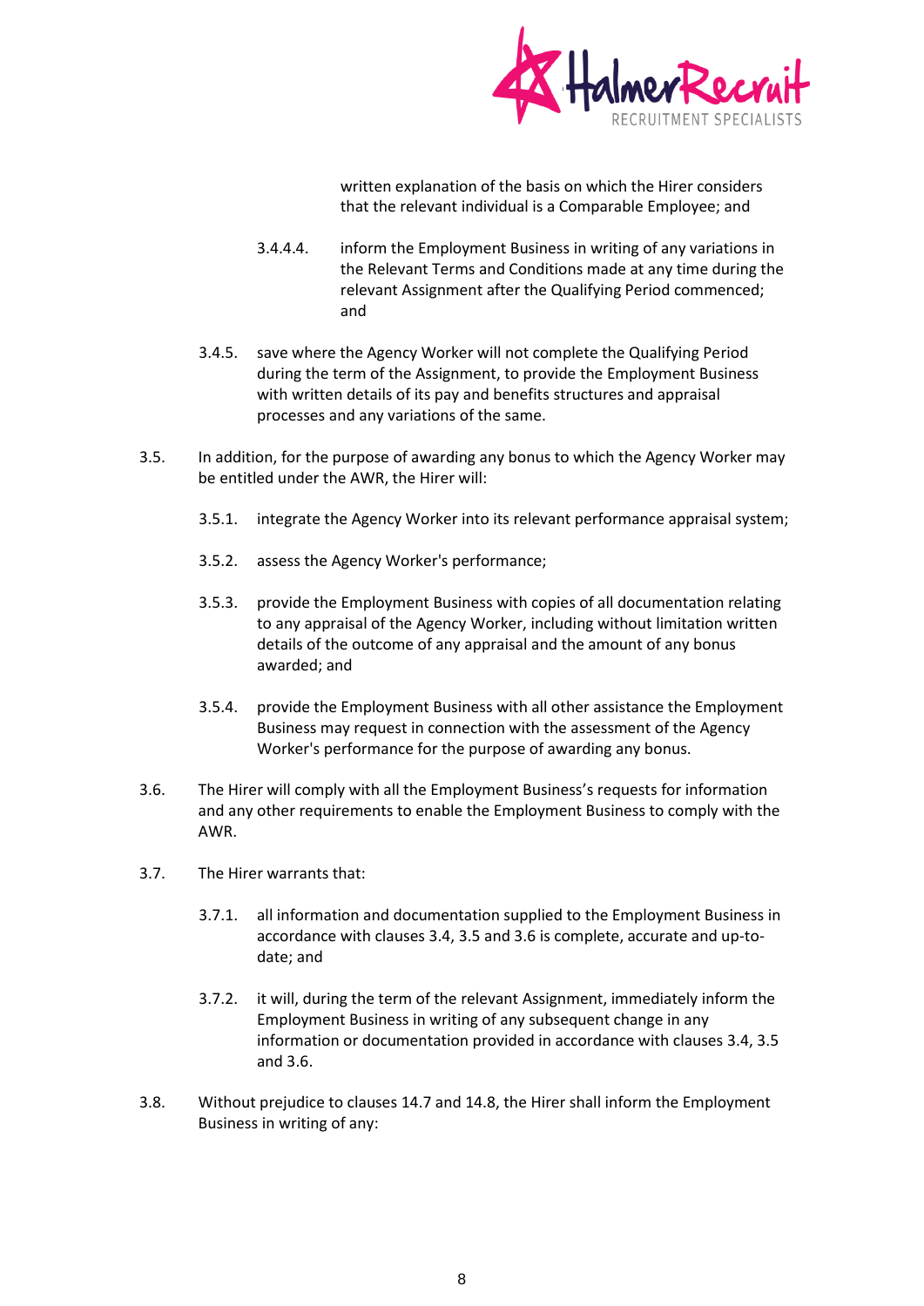written explanation of the basis on which the Hirer considers that the relevant individual is a Comparable Employee; and

3.4.4.4. inform the Employment Business in writing of any variations in the Relevant Terms and Conditions made at any time during the relevant Assignment after the Qualifying Period commenced; and

3.4.5. save where the Agency Worker will not complete the Qualifying Period during the term of the Assignment, to provide the Employment Business with written details of its pay and benefits structures and appraisal processes and any variations of the same.

3.5. In addition, for the purpose of awarding any bonus to which the Agency Worker may be entitled under the AWR, the Hirer will:

3.5.1. integrate the Agency Worker into its relevant performance appraisal system;

3.5.2. assess the Agency Worker's performance;

3.5.3. provide the Employment Business with copies of all documentation relating to any appraisal of the Agency Worker, including without limitation written details of the outcome of any appraisal and the amount of any bonus awarded; and

3.5.4. provide the Employment Business with all other assistance the Employment Business may request in connection with the assessment of the Agency Worker's performance for the purpose of awarding any bonus.

3.6. The Hirer will comply with all the Employment Business's requests for information and any other requirements to enable the Employment Business to comply with the AWR.

3.7. The Hirer warrants that:

3.7.1. all information and documentation supplied to the Employment Business in accordance with clauses 3.4, 3.5 and 3.6 is complete, accurate and up-to-date; and

3.7.2. it will, during the term of the relevant Assignment, immediately inform the Employment Business in writing of any subsequent change in any information or documentation provided in accordance with clauses 3.4, 3.5 and 3.6.

3.8. Without prejudice to clauses 14.7 and 14.8, the Hirer shall inform the Employment Business in writing of any: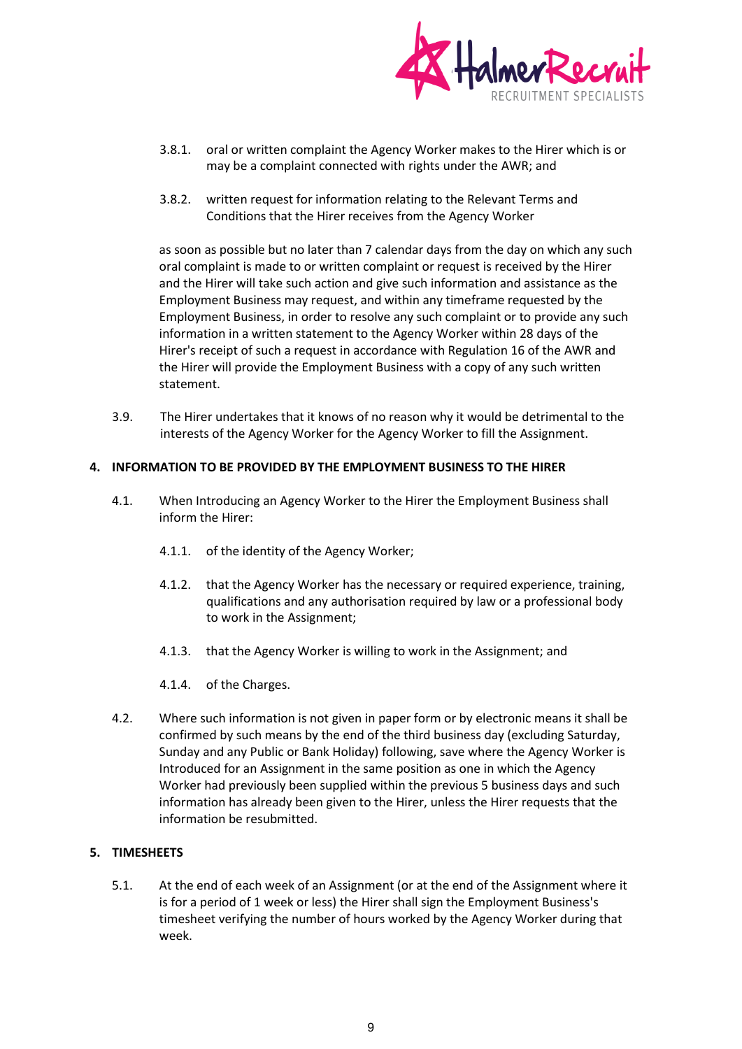3.8.1. oral or written complaint the Agency Worker makes to the Hirer which is or may be a complaint connected with rights under the AWR; and

3.8.2. written request for information relating to the Relevant Terms and Conditions that the Hirer receives from the Agency Worker

as soon as possible but no later than 7 calendar days from the day on which any such oral complaint is made to or written complaint or request is received by the Hirer and the Hirer will take such action and give such information and assistance as the Employment Business may request, and within any timeframe requested by the Employment Business, in order to resolve any such complaint or to provide any such information in a written statement to the Agency Worker within 28 days of the Hirer's receipt of such a request in accordance with Regulation 16 of the AWR and the Hirer will provide the Employment Business with a copy of any such written statement.

3.9. The Hirer undertakes that it knows of no reason why it would be detrimental to the interests of the Agency Worker for the Agency Worker to fill the Assignment.

## 4. INFORMATION TO BE PROVIDED BY THE EMPLOYMENT BUSINESS TO THE HIRER

4.1. When Introducing an Agency Worker to the Hirer the Employment Business shall inform the Hirer:

4.1.1. of the identity of the Agency Worker;

4.1.2. that the Agency Worker has the necessary or required experience, training, qualifications and any authorisation required by law or a professional body to work in the Assignment;

4.1.3. that the Agency Worker is willing to work in the Assignment; and

4.1.4. of the Charges.

4.2. Where such information is not given in paper form or by electronic means it shall be confirmed by such means by the end of the third business day (excluding Saturday, Sunday and any Public or Bank Holiday) following, save where the Agency Worker is Introduced for an Assignment in the same position as one in which the Agency Worker had previously been supplied within the previous 5 business days and such information has already been given to the Hirer, unless the Hirer requests that the information be resubmitted.

## 5. TIMESHEETS

5.1. At the end of each week of an Assignment (or at the end of the Assignment where it is for a period of 1 week or less) the Hirer shall sign the Employment Business's timesheet verifying the number of hours worked by the Agency Worker during that week.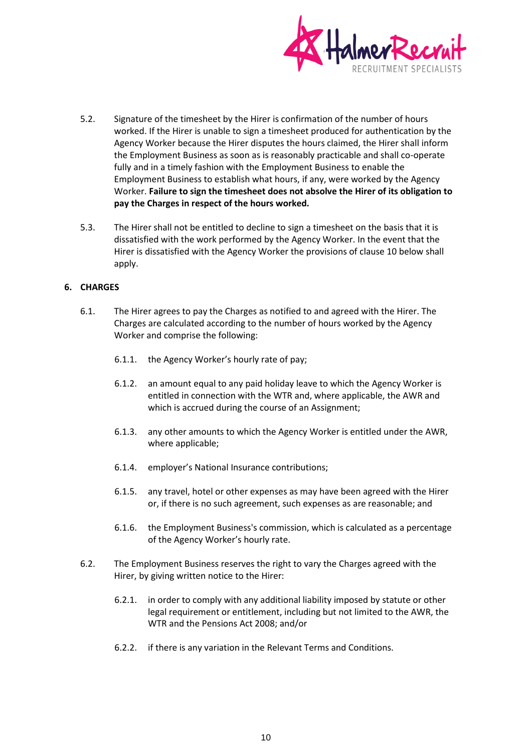5.2. Signature of the timesheet by the Hirer is confirmation of the number of hours worked. If the Hirer is unable to sign a timesheet produced for authentication by the Agency Worker because the Hirer disputes the hours claimed, the Hirer shall inform the Employment Business as soon as is reasonably practicable and shall co-operate fully and in a timely fashion with the Employment Business to enable the Employment Business to establish what hours, if any, were worked by the Agency Worker. **Failure to sign the timesheet does not absolve the Hirer of its obligation to pay the Charges in respect of the hours worked.**

5.3. The Hirer shall not be entitled to decline to sign a timesheet on the basis that it is dissatisfied with the work performed by the Agency Worker. In the event that the Hirer is dissatisfied with the Agency Worker the provisions of clause 10 below shall apply.

## 6. CHARGES

6.1. The Hirer agrees to pay the Charges as notified to and agreed with the Hirer. The Charges are calculated according to the number of hours worked by the Agency Worker and comprise the following:

6.1.1. the Agency Worker's hourly rate of pay;

6.1.2. an amount equal to any paid holiday leave to which the Agency Worker is entitled in connection with the WTR and, where applicable, the AWR and which is accrued during the course of an Assignment;

6.1.3. any other amounts to which the Agency Worker is entitled under the AWR, where applicable;

6.1.4. employer's National Insurance contributions;

6.1.5. any travel, hotel or other expenses as may have been agreed with the Hirer or, if there is no such agreement, such expenses as are reasonable; and

6.1.6. the Employment Business's commission, which is calculated as a percentage of the Agency Worker's hourly rate.

6.2. The Employment Business reserves the right to vary the Charges agreed with the Hirer, by giving written notice to the Hirer:

6.2.1. in order to comply with any additional liability imposed by statute or other legal requirement or entitlement, including but not limited to the AWR, the WTR and the Pensions Act 2008; and/or

6.2.2. if there is any variation in the Relevant Terms and Conditions.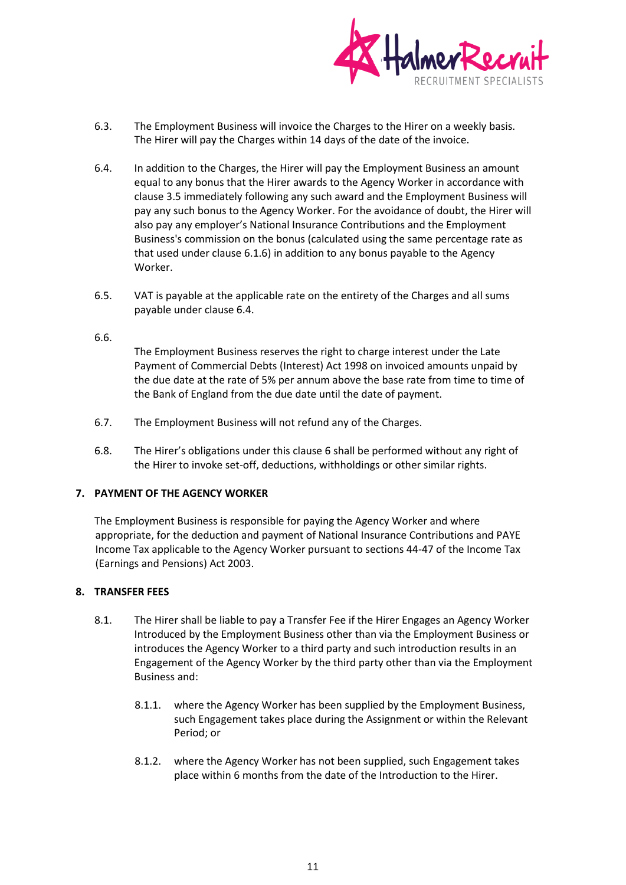6.3. The Employment Business will invoice the Charges to the Hirer on a weekly basis. The Hirer will pay the Charges within 14 days of the date of the invoice.

6.4. In addition to the Charges, the Hirer will pay the Employment Business an amount equal to any bonus that the Hirer awards to the Agency Worker in accordance with clause 3.5 immediately following any such award and the Employment Business will pay any such bonus to the Agency Worker. For the avoidance of doubt, the Hirer will also pay any employer's National Insurance Contributions and the Employment Business's commission on the bonus (calculated using the same percentage rate as that used under clause 6.1.6) in addition to any bonus payable to the Agency Worker.

6.5. VAT is payable at the applicable rate on the entirety of the Charges and all sums payable under clause 6.4.

6.6. The Employment Business reserves the right to charge interest under the Late Payment of Commercial Debts (Interest) Act 1998 on invoiced amounts unpaid by the due date at the rate of 5% per annum above the base rate from time to time of the Bank of England from the due date until the date of payment.

6.7. The Employment Business will not refund any of the Charges.

6.8. The Hirer's obligations under this clause 6 shall be performed without any right of the Hirer to invoke set-off, deductions, withholdings or other similar rights.

**7. PAYMENT OF THE AGENCY WORKER**

The Employment Business is responsible for paying the Agency Worker and where appropriate, for the deduction and payment of National Insurance Contributions and PAYE Income Tax applicable to the Agency Worker pursuant to sections 44-47 of the Income Tax (Earnings and Pensions) Act 2003.

**8. TRANSFER FEES**

8.1. The Hirer shall be liable to pay a Transfer Fee if the Hirer Engages an Agency Worker Introduced by the Employment Business other than via the Employment Business or introduces the Agency Worker to a third party and such introduction results in an Engagement of the Agency Worker by the third party other than via the Employment Business and:

8.1.1. where the Agency Worker has been supplied by the Employment Business, such Engagement takes place during the Assignment or within the Relevant Period; or

8.1.2. where the Agency Worker has not been supplied, such Engagement takes place within 6 months from the date of the Introduction to the Hirer.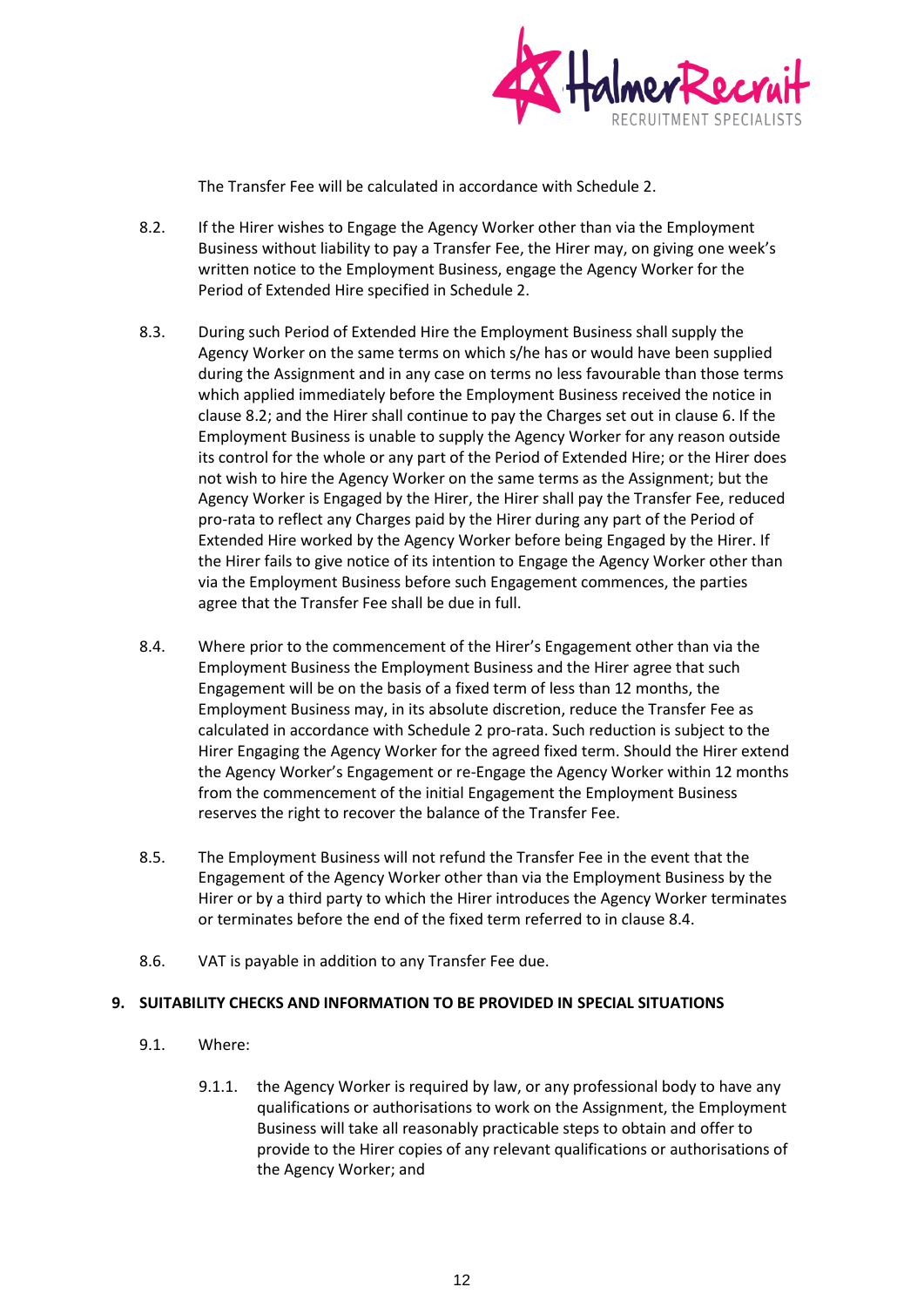The Transfer Fee will be calculated in accordance with Schedule 2.

8.2. If the Hirer wishes to Engage the Agency Worker other than via the Employment Business without liability to pay a Transfer Fee, the Hirer may, on giving one week's written notice to the Employment Business, engage the Agency Worker for the Period of Extended Hire specified in Schedule 2.

8.3. During such Period of Extended Hire the Employment Business shall supply the Agency Worker on the same terms on which s/he has or would have been supplied during the Assignment and in any case on terms no less favourable than those terms which applied immediately before the Employment Business received the notice in clause 8.2; and the Hirer shall continue to pay the Charges set out in clause 6. If the Employment Business is unable to supply the Agency Worker for any reason outside its control for the whole or any part of the Period of Extended Hire; or the Hirer does not wish to hire the Agency Worker on the same terms as the Assignment; but the Agency Worker is Engaged by the Hirer, the Hirer shall pay the Transfer Fee, reduced pro-rata to reflect any Charges paid by the Hirer during any part of the Period of Extended Hire worked by the Agency Worker before being Engaged by the Hirer. If the Hirer fails to give notice of its intention to Engage the Agency Worker other than via the Employment Business before such Engagement commences, the parties agree that the Transfer Fee shall be due in full.

8.4. Where prior to the commencement of the Hirer's Engagement other than via the Employment Business the Employment Business and the Hirer agree that such Engagement will be on the basis of a fixed term of less than 12 months, the Employment Business may, in its absolute discretion, reduce the Transfer Fee as calculated in accordance with Schedule 2 pro-rata. Such reduction is subject to the Hirer Engaging the Agency Worker for the agreed fixed term. Should the Hirer extend the Agency Worker's Engagement or re-Engage the Agency Worker within 12 months from the commencement of the initial Engagement the Employment Business reserves the right to recover the balance of the Transfer Fee.

8.5. The Employment Business will not refund the Transfer Fee in the event that the Engagement of the Agency Worker other than via the Employment Business by the Hirer or by a third party to which the Hirer introduces the Agency Worker terminates or terminates before the end of the fixed term referred to in clause 8.4.

8.6. VAT is payable in addition to any Transfer Fee due.

## 9. SUITABILITY CHECKS AND INFORMATION TO BE PROVIDED IN SPECIAL SITUATIONS

9.1. Where:

9.1.1. the Agency Worker is required by law, or any professional body to have any qualifications or authorisations to work on the Assignment, the Employment Business will take all reasonably practicable steps to obtain and offer to provide to the Hirer copies of any relevant qualifications or authorisations of the Agency Worker; and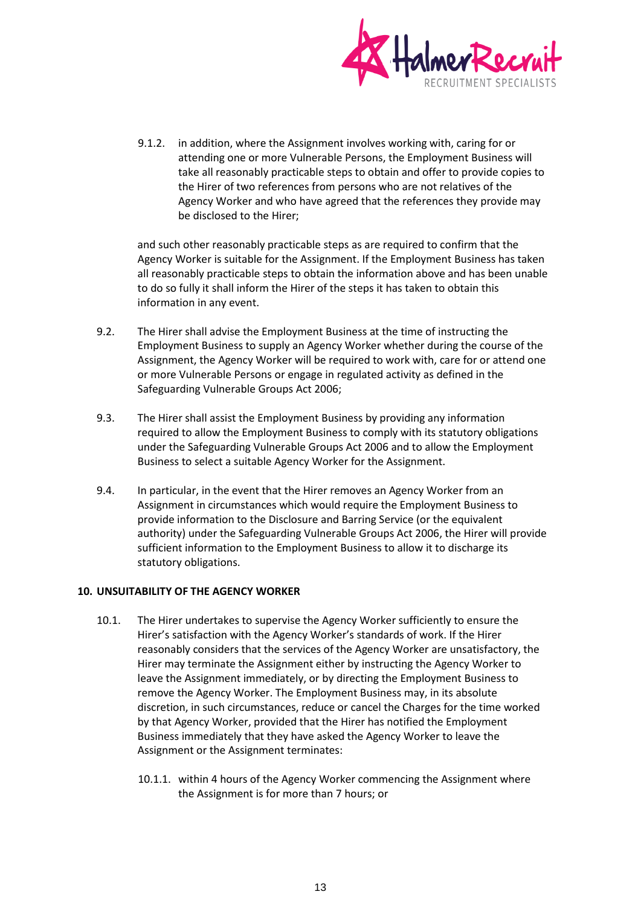9.1.2. in addition, where the Assignment involves working with, caring for or attending one or more Vulnerable Persons, the Employment Business will take all reasonably practicable steps to obtain and offer to provide copies to the Hirer of two references from persons who are not relatives of the Agency Worker and who have agreed that the references they provide may be disclosed to the Hirer;

and such other reasonably practicable steps as are required to confirm that the Agency Worker is suitable for the Assignment. If the Employment Business has taken all reasonably practicable steps to obtain the information above and has been unable to do so fully it shall inform the Hirer of the steps it has taken to obtain this information in any event.

9.2. The Hirer shall advise the Employment Business at the time of instructing the Employment Business to supply an Agency Worker whether during the course of the Assignment, the Agency Worker will be required to work with, care for or attend one or more Vulnerable Persons or engage in regulated activity as defined in the Safeguarding Vulnerable Groups Act 2006;

9.3. The Hirer shall assist the Employment Business by providing any information required to allow the Employment Business to comply with its statutory obligations under the Safeguarding Vulnerable Groups Act 2006 and to allow the Employment Business to select a suitable Agency Worker for the Assignment.

9.4. In particular, in the event that the Hirer removes an Agency Worker from an Assignment in circumstances which would require the Employment Business to provide information to the Disclosure and Barring Service (or the equivalent authority) under the Safeguarding Vulnerable Groups Act 2006, the Hirer will provide sufficient information to the Employment Business to allow it to discharge its statutory obligations.

## 10. UNSUITABILITY OF THE AGENCY WORKER

10.1. The Hirer undertakes to supervise the Agency Worker sufficiently to ensure the Hirer's satisfaction with the Agency Worker's standards of work. If the Hirer reasonably considers that the services of the Agency Worker are unsatisfactory, the Hirer may terminate the Assignment either by instructing the Agency Worker to leave the Assignment immediately, or by directing the Employment Business to remove the Agency Worker. The Employment Business may, in its absolute discretion, in such circumstances, reduce or cancel the Charges for the time worked by that Agency Worker, provided that the Hirer has notified the Employment Business immediately that they have asked the Agency Worker to leave the Assignment or the Assignment terminates:

10.1.1. within 4 hours of the Agency Worker commencing the Assignment where the Assignment is for more than 7 hours; or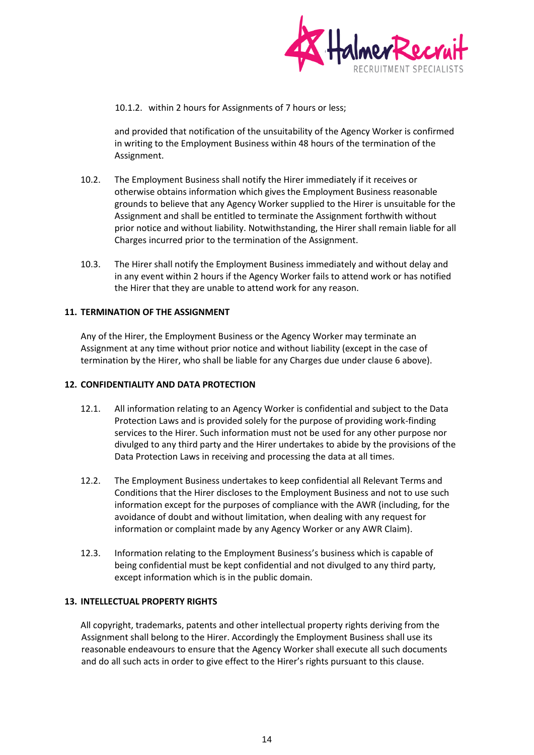10.1.2. within 2 hours for Assignments of 7 hours or less;

and provided that notification of the unsuitability of the Agency Worker is confirmed in writing to the Employment Business within 48 hours of the termination of the Assignment.

10.2. The Employment Business shall notify the Hirer immediately if it receives or otherwise obtains information which gives the Employment Business reasonable grounds to believe that any Agency Worker supplied to the Hirer is unsuitable for the Assignment and shall be entitled to terminate the Assignment forthwith without prior notice and without liability. Notwithstanding, the Hirer shall remain liable for all Charges incurred prior to the termination of the Assignment.

10.3. The Hirer shall notify the Employment Business immediately and without delay and in any event within 2 hours if the Agency Worker fails to attend work or has notified the Hirer that they are unable to attend work for any reason.

**11. TERMINATION OF THE ASSIGNMENT**

Any of the Hirer, the Employment Business or the Agency Worker may terminate an Assignment at any time without prior notice and without liability (except in the case of termination by the Hirer, who shall be liable for any Charges due under clause 6 above).

**12. CONFIDENTIALITY AND DATA PROTECTION**

12.1. All information relating to an Agency Worker is confidential and subject to the Data Protection Laws and is provided solely for the purpose of providing work-finding services to the Hirer. Such information must not be used for any other purpose nor divulged to any third party and the Hirer undertakes to abide by the provisions of the Data Protection Laws in receiving and processing the data at all times.

12.2. The Employment Business undertakes to keep confidential all Relevant Terms and Conditions that the Hirer discloses to the Employment Business and not to use such information except for the purposes of compliance with the AWR (including, for the avoidance of doubt and without limitation, when dealing with any request for information or complaint made by any Agency Worker or any AWR Claim).

12.3. Information relating to the Employment Business's business which is capable of being confidential must be kept confidential and not divulged to any third party, except information which is in the public domain.

**13. INTELLECTUAL PROPERTY RIGHTS**

All copyright, trademarks, patents and other intellectual property rights deriving from the Assignment shall belong to the Hirer. Accordingly the Employment Business shall use its reasonable endeavours to ensure that the Agency Worker shall execute all such documents and do all such acts in order to give effect to the Hirer's rights pursuant to this clause.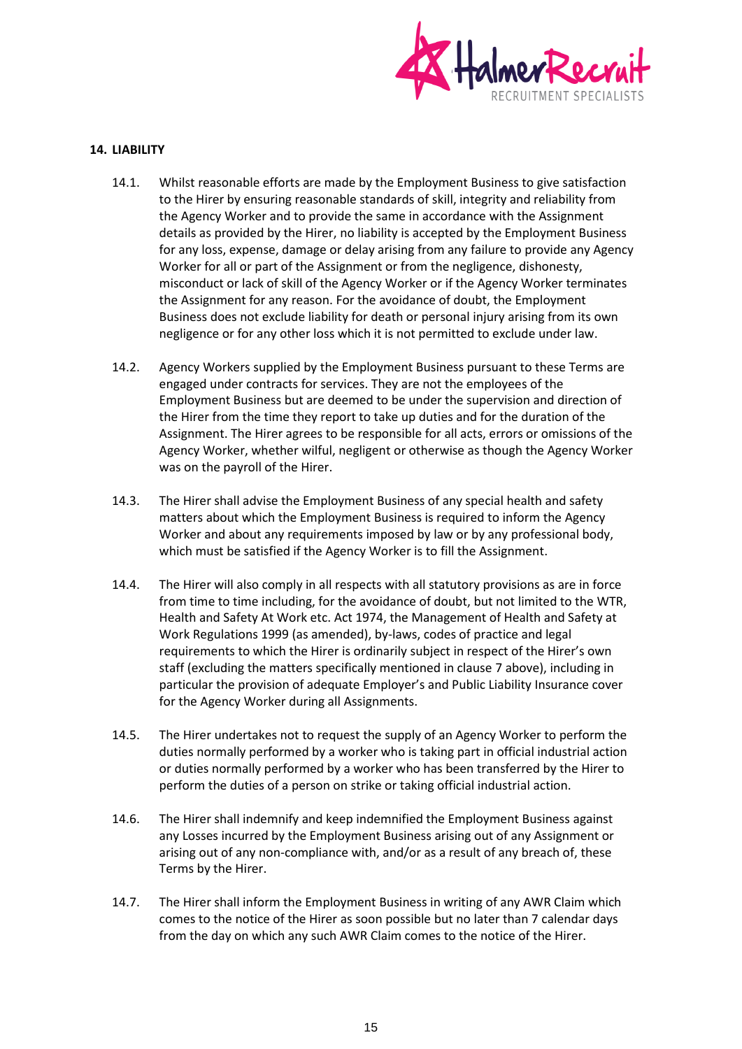## 14. LIABILITY

14.1. Whilst reasonable efforts are made by the Employment Business to give satisfaction to the Hirer by ensuring reasonable standards of skill, integrity and reliability from the Agency Worker and to provide the same in accordance with the Assignment details as provided by the Hirer, no liability is accepted by the Employment Business for any loss, expense, damage or delay arising from any failure to provide any Agency Worker for all or part of the Assignment or from the negligence, dishonesty, misconduct or lack of skill of the Agency Worker or if the Agency Worker terminates the Assignment for any reason. For the avoidance of doubt, the Employment Business does not exclude liability for death or personal injury arising from its own negligence or for any other loss which it is not permitted to exclude under law.

14.2. Agency Workers supplied by the Employment Business pursuant to these Terms are engaged under contracts for services. They are not the employees of the Employment Business but are deemed to be under the supervision and direction of the Hirer from the time they report to take up duties and for the duration of the Assignment. The Hirer agrees to be responsible for all acts, errors or omissions of the Agency Worker, whether wilful, negligent or otherwise as though the Agency Worker was on the payroll of the Hirer.

14.3. The Hirer shall advise the Employment Business of any special health and safety matters about which the Employment Business is required to inform the Agency Worker and about any requirements imposed by law or by any professional body, which must be satisfied if the Agency Worker is to fill the Assignment.

14.4. The Hirer will also comply in all respects with all statutory provisions as are in force from time to time including, for the avoidance of doubt, but not limited to the WTR, Health and Safety At Work etc. Act 1974, the Management of Health and Safety at Work Regulations 1999 (as amended), by-laws, codes of practice and legal requirements to which the Hirer is ordinarily subject in respect of the Hirer's own staff (excluding the matters specifically mentioned in clause 7 above), including in particular the provision of adequate Employer's and Public Liability Insurance cover for the Agency Worker during all Assignments.

14.5. The Hirer undertakes not to request the supply of an Agency Worker to perform the duties normally performed by a worker who is taking part in official industrial action or duties normally performed by a worker who has been transferred by the Hirer to perform the duties of a person on strike or taking official industrial action.

14.6. The Hirer shall indemnify and keep indemnified the Employment Business against any Losses incurred by the Employment Business arising out of any Assignment or arising out of any non-compliance with, and/or as a result of any breach of, these Terms by the Hirer.

14.7. The Hirer shall inform the Employment Business in writing of any AWR Claim which comes to the notice of the Hirer as soon possible but no later than 7 calendar days from the day on which any such AWR Claim comes to the notice of the Hirer.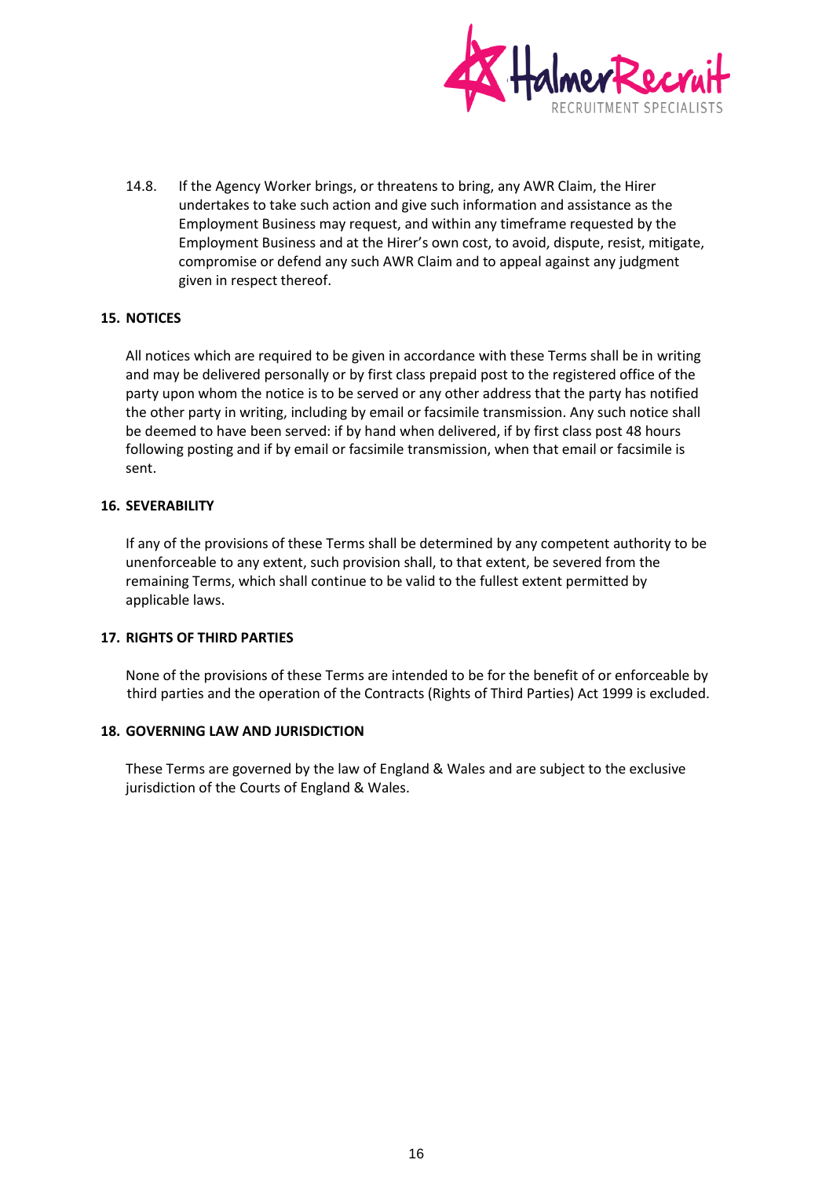14.8. If the Agency Worker brings, or threatens to bring, any AWR Claim, the Hirer undertakes to take such action and give such information and assistance as the Employment Business may request, and within any timeframe requested by the Employment Business and at the Hirer's own cost, to avoid, dispute, resist, mitigate, compromise or defend any such AWR Claim and to appeal against any judgment given in respect thereof.

## 15. NOTICES

All notices which are required to be given in accordance with these Terms shall be in writing and may be delivered personally or by first class prepaid post to the registered office of the party upon whom the notice is to be served or any other address that the party has notified the other party in writing, including by email or facsimile transmission. Any such notice shall be deemed to have been served: if by hand when delivered, if by first class post 48 hours following posting and if by email or facsimile transmission, when that email or facsimile is sent.

## 16. SEVERABILITY

If any of the provisions of these Terms shall be determined by any competent authority to be unenforceable to any extent, such provision shall, to that extent, be severed from the remaining Terms, which shall continue to be valid to the fullest extent permitted by applicable laws.

## 17. RIGHTS OF THIRD PARTIES

None of the provisions of these Terms are intended to be for the benefit of or enforceable by third parties and the operation of the Contracts (Rights of Third Parties) Act 1999 is excluded.

## 18. GOVERNING LAW AND JURISDICTION

These Terms are governed by the law of England & Wales and are subject to the exclusive jurisdiction of the Courts of England & Wales.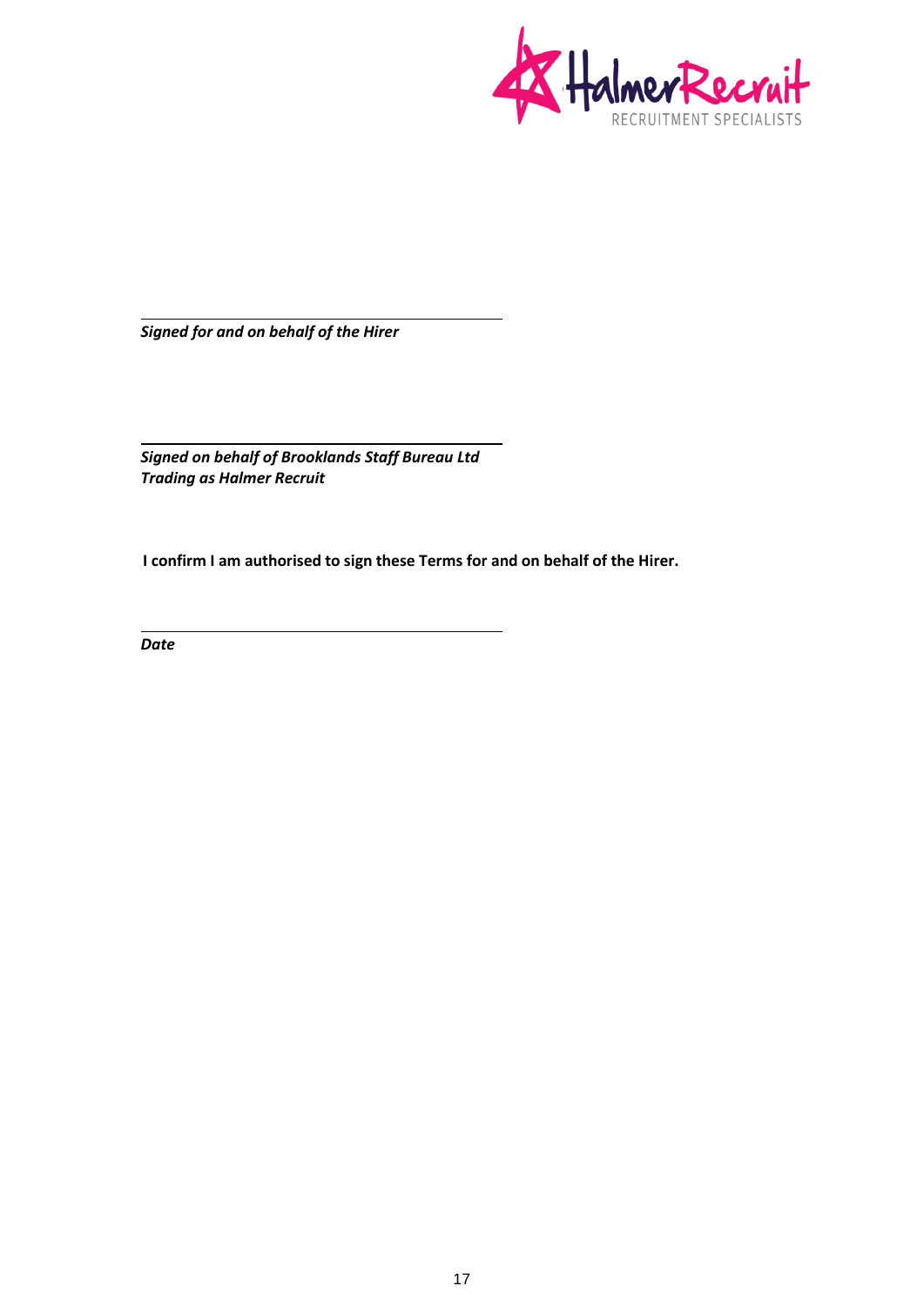___________________________________

***Signed for and on behalf of the Hirer***

___________________________________

***Signed on behalf of Brooklands Staff Bureau Ltd***
***Trading as Halmer Recruit***

**I confirm I am authorised to sign these Terms for and on behalf of the Hirer.**

___________________________________

***Date***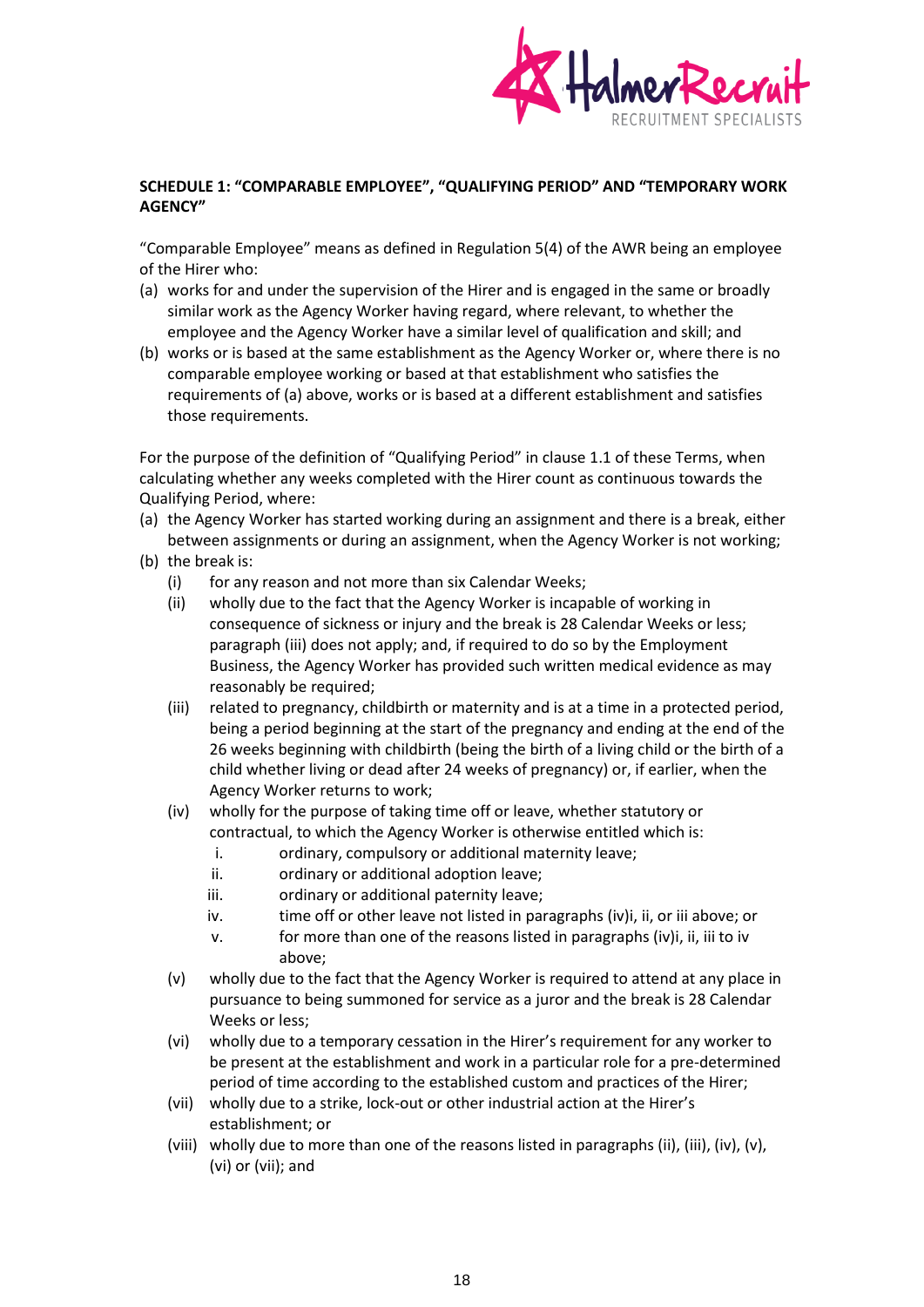**SCHEDULE 1: "COMPARABLE EMPLOYEE", "QUALIFYING PERIOD" AND "TEMPORARY WORK AGENCY"**

"Comparable Employee" means as defined in Regulation 5(4) of the AWR being an employee of the Hirer who:

(a) works for and under the supervision of the Hirer and is engaged in the same or broadly similar work as the Agency Worker having regard, where relevant, to whether the employee and the Agency Worker have a similar level of qualification and skill; and

(b) works or is based at the same establishment as the Agency Worker or, where there is no comparable employee working or based at that establishment who satisfies the requirements of (a) above, works or is based at a different establishment and satisfies those requirements.

For the purpose of the definition of "Qualifying Period" in clause 1.1 of these Terms, when calculating whether any weeks completed with the Hirer count as continuous towards the Qualifying Period, where:

(a) the Agency Worker has started working during an assignment and there is a break, either between assignments or during an assignment, when the Agency Worker is not working;

(b) the break is:

  (i) for any reason and not more than six Calendar Weeks;

  (ii) wholly due to the fact that the Agency Worker is incapable of working in consequence of sickness or injury and the break is 28 Calendar Weeks or less; paragraph (iii) does not apply; and, if required to do so by the Employment Business, the Agency Worker has provided such written medical evidence as may reasonably be required;

  (iii) related to pregnancy, childbirth or maternity and is at a time in a protected period, being a period beginning at the start of the pregnancy and ending at the end of the 26 weeks beginning with childbirth (being the birth of a living child or the birth of a child whether living or dead after 24 weeks of pregnancy) or, if earlier, when the Agency Worker returns to work;

  (iv) wholly for the purpose of taking time off or leave, whether statutory or contractual, to which the Agency Worker is otherwise entitled which is:

    i. ordinary, compulsory or additional maternity leave;

    ii. ordinary or additional adoption leave;

    iii. ordinary or additional paternity leave;

    iv. time off or other leave not listed in paragraphs (iv)i, ii, or iii above; or

    v. for more than one of the reasons listed in paragraphs (iv)i, ii, iii to iv above;

  (v) wholly due to the fact that the Agency Worker is required to attend at any place in pursuance to being summoned for service as a juror and the break is 28 Calendar Weeks or less;

  (vi) wholly due to a temporary cessation in the Hirer's requirement for any worker to be present at the establishment and work in a particular role for a pre-determined period of time according to the established custom and practices of the Hirer;

  (vii) wholly due to a strike, lock-out or other industrial action at the Hirer's establishment; or

  (viii) wholly due to more than one of the reasons listed in paragraphs (ii), (iii), (iv), (v), (vi) or (vii); and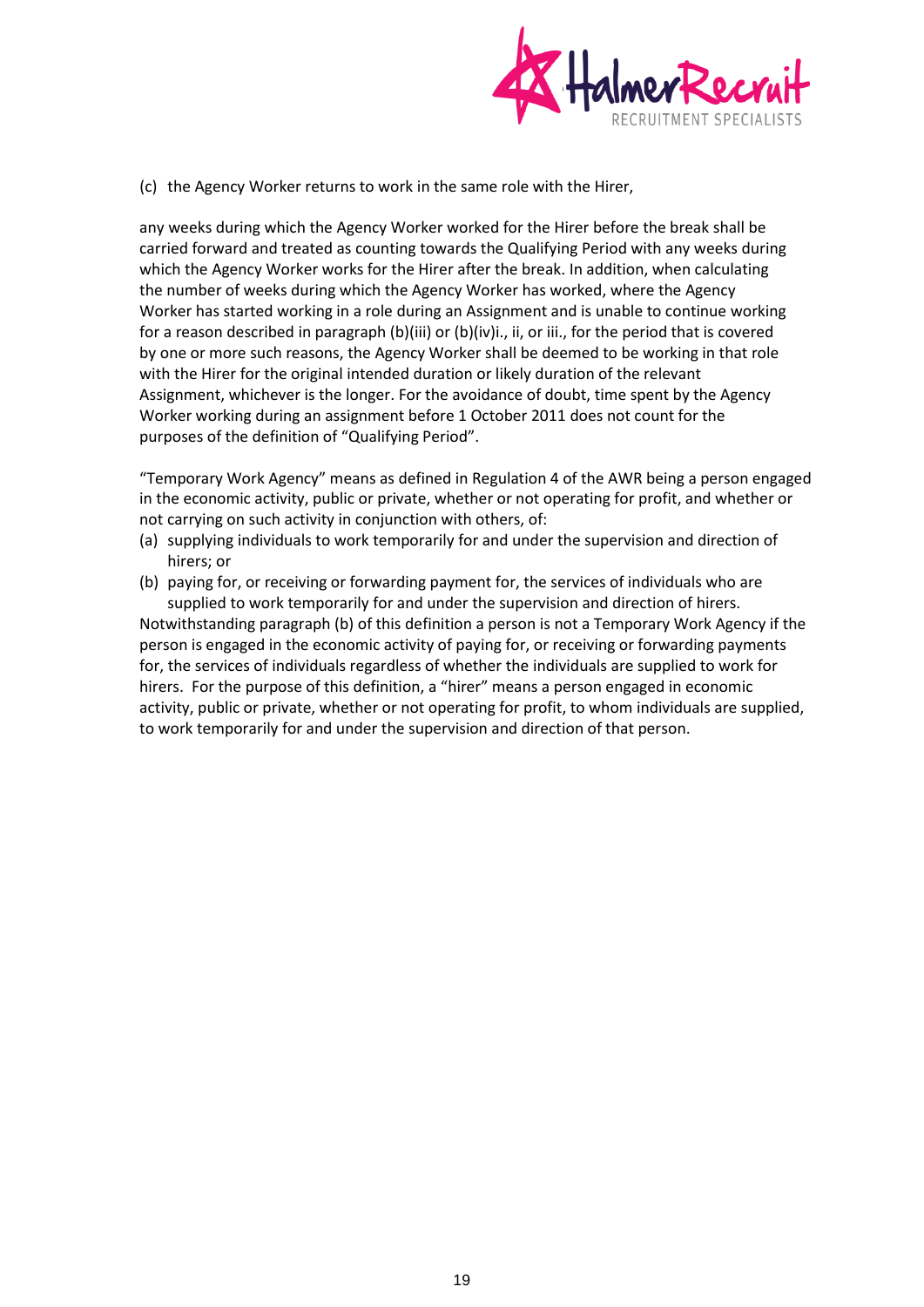(c) the Agency Worker returns to work in the same role with the Hirer,

any weeks during which the Agency Worker worked for the Hirer before the break shall be carried forward and treated as counting towards the Qualifying Period with any weeks during which the Agency Worker works for the Hirer after the break. In addition, when calculating the number of weeks during which the Agency Worker has worked, where the Agency Worker has started working in a role during an Assignment and is unable to continue working for a reason described in paragraph (b)(iii) or (b)(iv)i., ii, or iii., for the period that is covered by one or more such reasons, the Agency Worker shall be deemed to be working in that role with the Hirer for the original intended duration or likely duration of the relevant Assignment, whichever is the longer. For the avoidance of doubt, time spent by the Agency Worker working during an assignment before 1 October 2011 does not count for the purposes of the definition of "Qualifying Period".

"Temporary Work Agency" means as defined in Regulation 4 of the AWR being a person engaged in the economic activity, public or private, whether or not operating for profit, and whether or not carrying on such activity in conjunction with others, of:

(a) supplying individuals to work temporarily for and under the supervision and direction of hirers; or
(b) paying for, or receiving or forwarding payment for, the services of individuals who are supplied to work temporarily for and under the supervision and direction of hirers.

Notwithstanding paragraph (b) of this definition a person is not a Temporary Work Agency if the person is engaged in the economic activity of paying for, or receiving or forwarding payments for, the services of individuals regardless of whether the individuals are supplied to work for hirers. For the purpose of this definition, a "hirer" means a person engaged in economic activity, public or private, whether or not operating for profit, to whom individuals are supplied, to work temporarily for and under the supervision and direction of that person.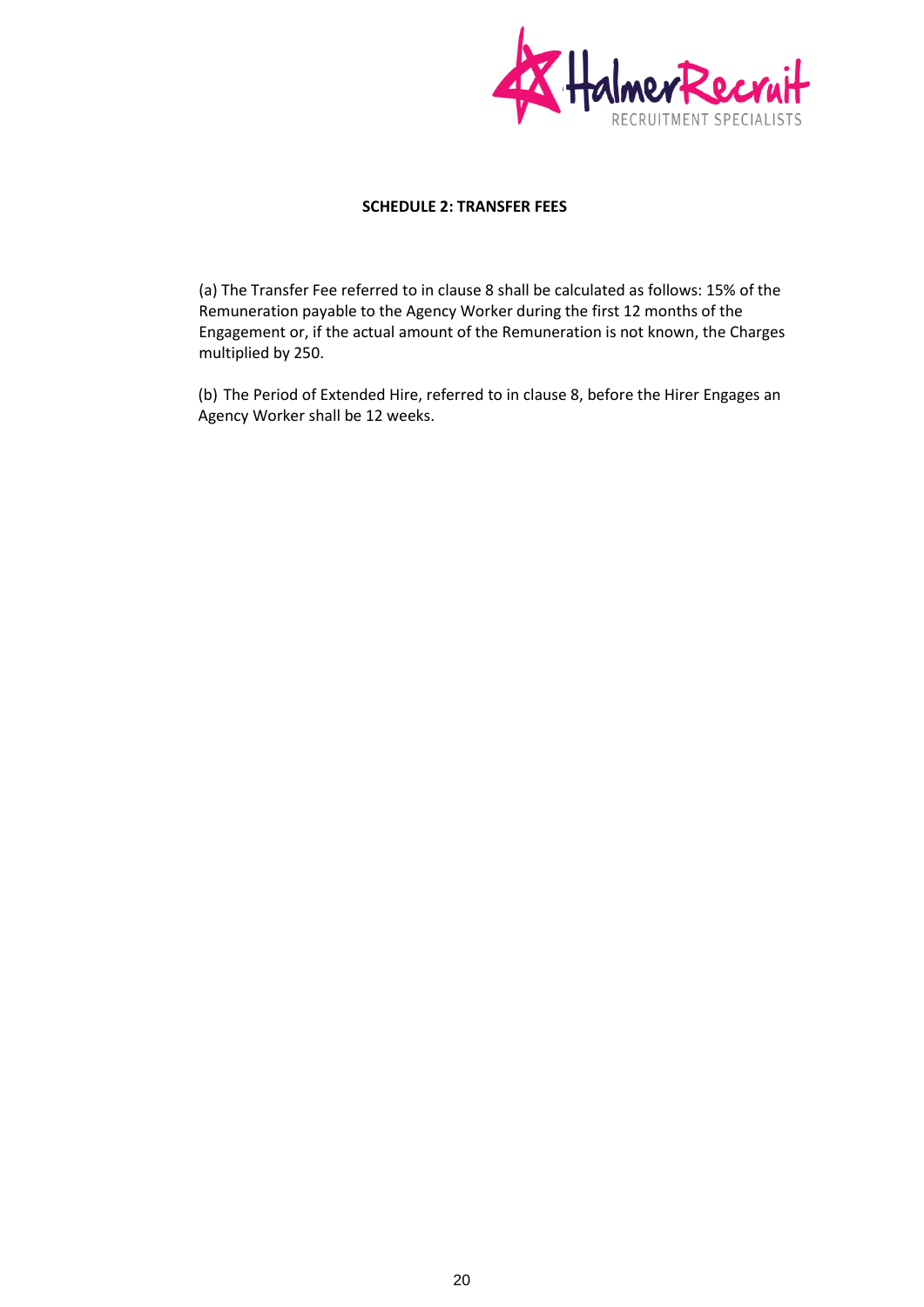**SCHEDULE 2: TRANSFER FEES**

(a) The Transfer Fee referred to in clause 8 shall be calculated as follows: 15% of the Remuneration payable to the Agency Worker during the first 12 months of the Engagement or, if the actual amount of the Remuneration is not known, the Charges multiplied by 250.

(b) The Period of Extended Hire, referred to in clause 8, before the Hirer Engages an Agency Worker shall be 12 weeks.